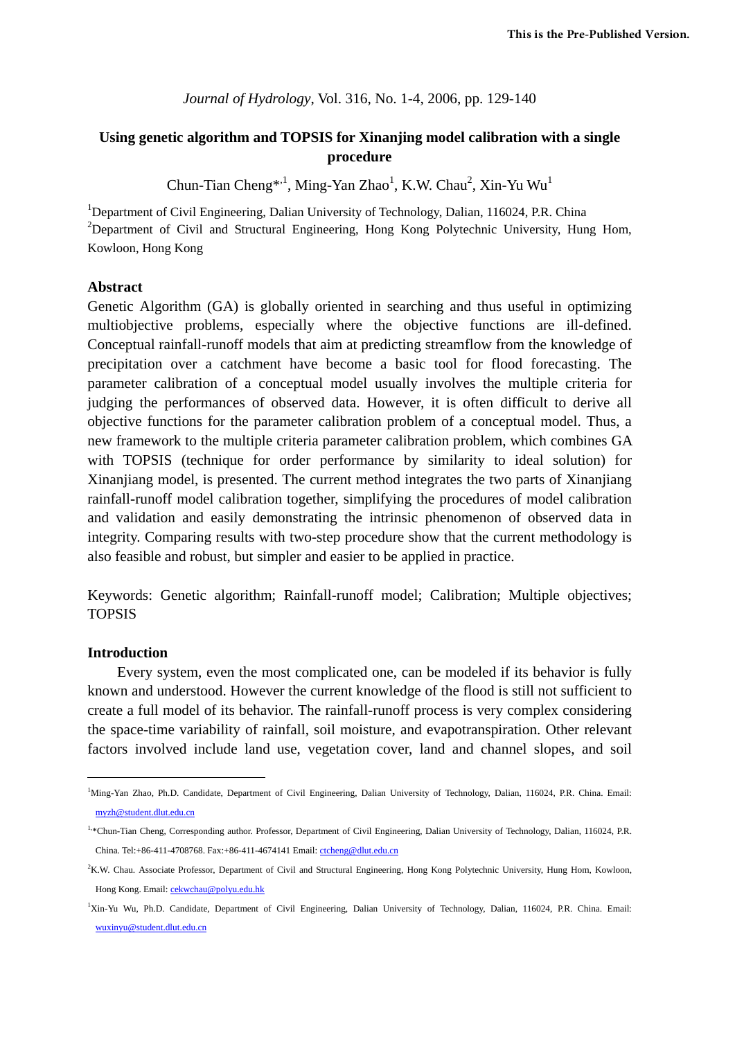This is the Pre-Published Version.

*Journal of Hydrology*, Vol. 316, No. 1-4, 2006, pp. 129-140

# Using genetic algorithm and TOPSIS for Xinanjiang model calibration with a single procedure

Chun-Tian Cheng*[,1], Ming-Yan Zhao[1], K.W. Chau[2], Xin-Yu Wu[1]

[1]Department of Civil Engineering, Dalian University of Technology, Dalian, 116024, P.R. China
[2]Department of Civil and Structural Engineering, Hong Kong Polytechnic University, Hung Hom, Kowloon, Hong Kong

## Abstract

Genetic Algorithm (GA) is globally oriented in searching and thus useful in optimizing multiobjective problems, especially where the objective functions are ill-defined. Conceptual rainfall-runoff models that aim at predicting streamflow from the knowledge of precipitation over a catchment have become a basic tool for flood forecasting. The parameter calibration of a conceptual model usually involves the multiple criteria for judging the performances of observed data. However, it is often difficult to derive all objective functions for the parameter calibration problem of a conceptual model. Thus, a new framework to the multiple criteria parameter calibration problem, which combines GA with TOPSIS (technique for order performance by similarity to ideal solution) for Xinanjiang model, is presented. The current method integrates the two parts of Xinanjiang rainfall-runoff model calibration together, simplifying the procedures of model calibration and validation and easily demonstrating the intrinsic phenomenon of observed data in integrity. Comparing results with two-step procedure show that the current methodology is also feasible and robust, but simpler and easier to be applied in practice.

Keywords: Genetic algorithm; Rainfall-runoff model; Calibration; Multiple objectives; TOPSIS

## Introduction

Every system, even the most complicated one, can be modeled if its behavior is fully known and understood. However the current knowledge of the flood is still not sufficient to create a full model of its behavior. The rainfall-runoff process is very complex considering the space-time variability of rainfall, soil moisture, and evapotranspiration. Other relevant factors involved include land use, vegetation cover, land and channel slopes, and soil

---

[1]Ming-Yan Zhao, Ph.D. Candidate, Department of Civil Engineering, Dalian University of Technology, Dalian, 116024, P.R. China. Email: myzh@student.dlut.edu.cn

[1,*]Chun-Tian Cheng, Corresponding author. Professor, Department of Civil Engineering, Dalian University of Technology, Dalian, 116024, P.R. China. Tel:+86-411-4708768. Fax:+86-411-4674141 Email: ctcheng@dlut.edu.cn

[2]K.W. Chau. Associate Professor, Department of Civil and Structural Engineering, Hong Kong Polytechnic University, Hung Hom, Kowloon, Hong Kong. Email: cekwchau@polyu.edu.hk

[1]Xin-Yu Wu, Ph.D. Candidate, Department of Civil Engineering, Dalian University of Technology, Dalian, 116024, P.R. China. Email: wuxinyu@student.dlut.edu.cn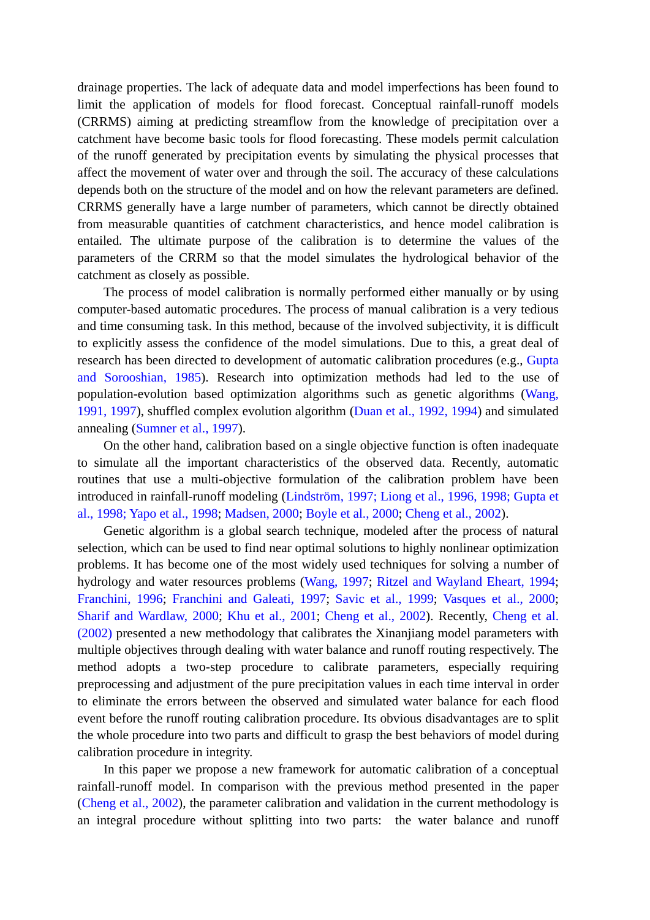drainage properties. The lack of adequate data and model imperfections has been found to limit the application of models for flood forecast. Conceptual rainfall-runoff models (CRRMS) aiming at predicting streamflow from the knowledge of precipitation over a catchment have become basic tools for flood forecasting. These models permit calculation of the runoff generated by precipitation events by simulating the physical processes that affect the movement of water over and through the soil. The accuracy of these calculations depends both on the structure of the model and on how the relevant parameters are defined. CRRMS generally have a large number of parameters, which cannot be directly obtained from measurable quantities of catchment characteristics, and hence model calibration is entailed. The ultimate purpose of the calibration is to determine the values of the parameters of the CRRM so that the model simulates the hydrological behavior of the catchment as closely as possible.

The process of model calibration is normally performed either manually or by using computer-based automatic procedures. The process of manual calibration is a very tedious and time consuming task. In this method, because of the involved subjectivity, it is difficult to explicitly assess the confidence of the model simulations. Due to this, a great deal of research has been directed to development of automatic calibration procedures (e.g., Gupta and Sorooshian, 1985). Research into optimization methods had led to the use of population-evolution based optimization algorithms such as genetic algorithms (Wang, 1991, 1997), shuffled complex evolution algorithm (Duan et al., 1992, 1994) and simulated annealing (Sumner et al., 1997).

On the other hand, calibration based on a single objective function is often inadequate to simulate all the important characteristics of the observed data. Recently, automatic routines that use a multi-objective formulation of the calibration problem have been introduced in rainfall-runoff modeling (Lindström, 1997; Liong et al., 1996, 1998; Gupta et al., 1998; Yapo et al., 1998; Madsen, 2000; Boyle et al., 2000; Cheng et al., 2002).

Genetic algorithm is a global search technique, modeled after the process of natural selection, which can be used to find near optimal solutions to highly nonlinear optimization problems. It has become one of the most widely used techniques for solving a number of hydrology and water resources problems (Wang, 1997; Ritzel and Wayland Eheart, 1994; Franchini, 1996; Franchini and Galeati, 1997; Savic et al., 1999; Vasques et al., 2000; Sharif and Wardlaw, 2000; Khu et al., 2001; Cheng et al., 2002). Recently, Cheng et al. (2002) presented a new methodology that calibrates the Xinanjiang model parameters with multiple objectives through dealing with water balance and runoff routing respectively. The method adopts a two-step procedure to calibrate parameters, especially requiring preprocessing and adjustment of the pure precipitation values in each time interval in order to eliminate the errors between the observed and simulated water balance for each flood event before the runoff routing calibration procedure. Its obvious disadvantages are to split the whole procedure into two parts and difficult to grasp the best behaviors of model during calibration procedure in integrity.

In this paper we propose a new framework for automatic calibration of a conceptual rainfall-runoff model. In comparison with the previous method presented in the paper (Cheng et al., 2002), the parameter calibration and validation in the current methodology is an integral procedure without splitting into two parts: the water balance and runoff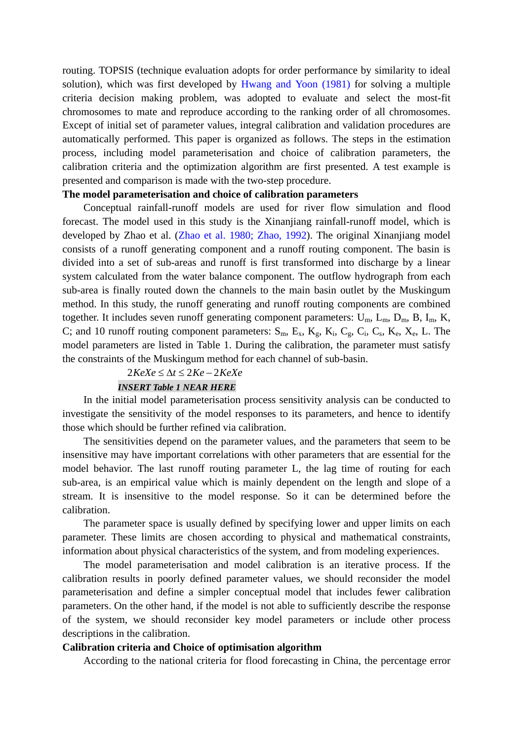routing. TOPSIS (technique evaluation adopts for order performance by similarity to ideal solution), which was first developed by Hwang and Yoon (1981) for solving a multiple criteria decision making problem, was adopted to evaluate and select the most-fit chromosomes to mate and reproduce according to the ranking order of all chromosomes. Except of initial set of parameter values, integral calibration and validation procedures are automatically performed. This paper is organized as follows. The steps in the estimation process, including model parameterisation and choice of calibration parameters, the calibration criteria and the optimization algorithm are first presented. A test example is presented and comparison is made with the two-step procedure.

**The model parameterisation and choice of calibration parameters**

Conceptual rainfall-runoff models are used for river flow simulation and flood forecast. The model used in this study is the Xinanjiang rainfall-runoff model, which is developed by Zhao et al. (Zhao et al. 1980; Zhao, 1992). The original Xinanjiang model consists of a runoff generating component and a runoff routing component. The basin is divided into a set of sub-areas and runoff is first transformed into discharge by a linear system calculated from the water balance component. The outflow hydrograph from each sub-area is finally routed down the channels to the main basin outlet by the Muskingum method. In this study, the runoff generating and runoff routing components are combined together. It includes seven runoff generating component parameters: $U_m$, $L_m$, $D_m$, B, $I_m$, K, C; and 10 runoff routing component parameters: $S_m$, $E_x$, $K_g$, $K_i$, $C_g$, $C_i$, $C_s$, $K_e$, $X_e$, L. The model parameters are listed in Table 1. During the calibration, the parameter must satisfy the constraints of the Muskingum method for each channel of sub-basin.

$$2KeXe \le \Delta t \le 2Ke - 2KeXe$$

*INSERT Table 1 NEAR HERE*

In the initial model parameterisation process sensitivity analysis can be conducted to investigate the sensitivity of the model responses to its parameters, and hence to identify those which should be further refined via calibration.

The sensitivities depend on the parameter values, and the parameters that seem to be insensitive may have important correlations with other parameters that are essential for the model behavior. The last runoff routing parameter L, the lag time of routing for each sub-area, is an empirical value which is mainly dependent on the length and slope of a stream. It is insensitive to the model response. So it can be determined before the calibration.

The parameter space is usually defined by specifying lower and upper limits on each parameter. These limits are chosen according to physical and mathematical constraints, information about physical characteristics of the system, and from modeling experiences.

The model parameterisation and model calibration is an iterative process. If the calibration results in poorly defined parameter values, we should reconsider the model parameterisation and define a simpler conceptual model that includes fewer calibration parameters. On the other hand, if the model is not able to sufficiently describe the response of the system, we should reconsider key model parameters or include other process descriptions in the calibration.

**Calibration criteria and Choice of optimisation algorithm**

According to the national criteria for flood forecasting in China, the percentage error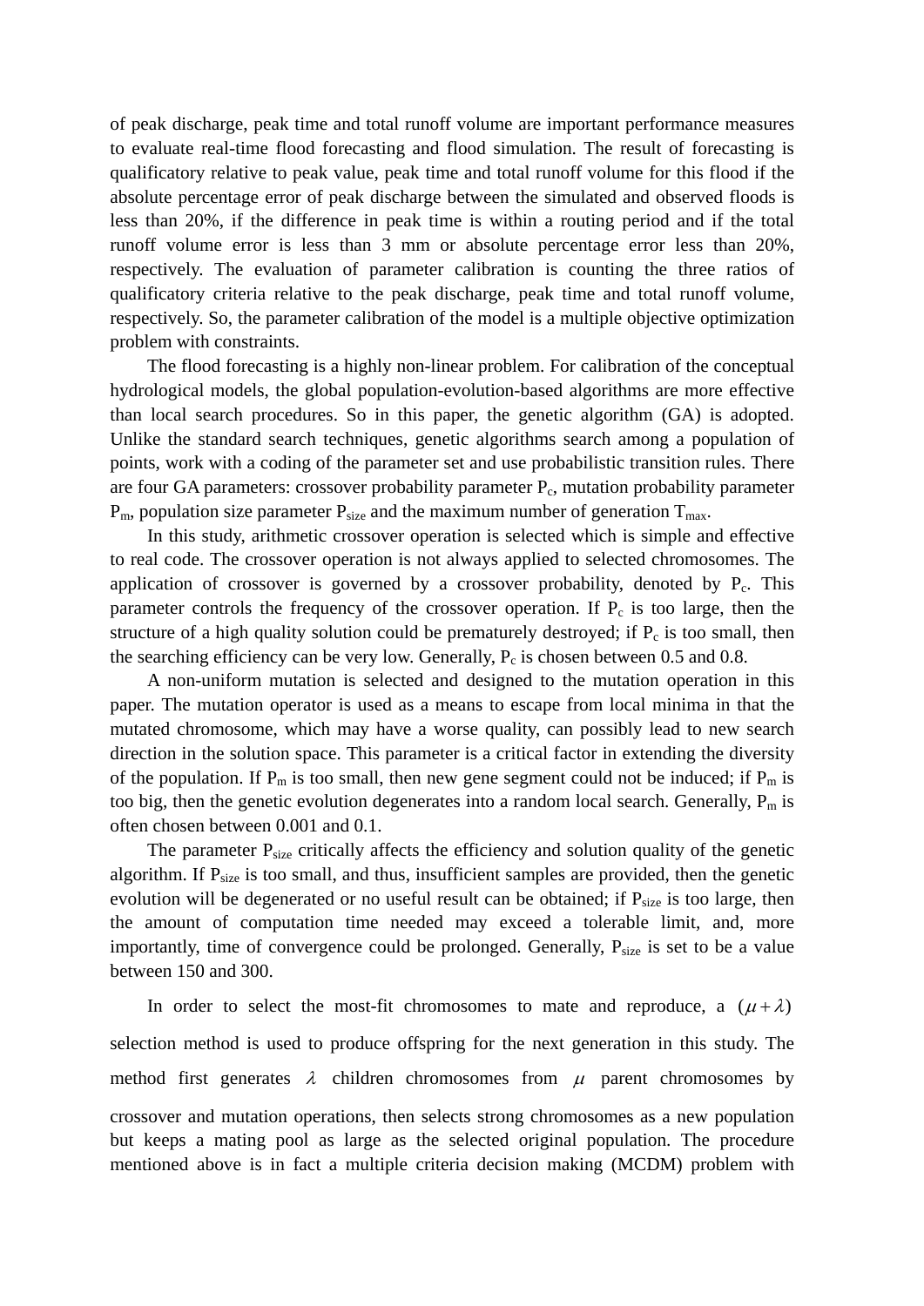of peak discharge, peak time and total runoff volume are important performance measures to evaluate real-time flood forecasting and flood simulation. The result of forecasting is qualificatory relative to peak value, peak time and total runoff volume for this flood if the absolute percentage error of peak discharge between the simulated and observed floods is less than 20%, if the difference in peak time is within a routing period and if the total runoff volume error is less than 3 mm or absolute percentage error less than 20%, respectively. The evaluation of parameter calibration is counting the three ratios of qualificatory criteria relative to the peak discharge, peak time and total runoff volume, respectively. So, the parameter calibration of the model is a multiple objective optimization problem with constraints.

The flood forecasting is a highly non-linear problem. For calibration of the conceptual hydrological models, the global population-evolution-based algorithms are more effective than local search procedures. So in this paper, the genetic algorithm (GA) is adopted. Unlike the standard search techniques, genetic algorithms search among a population of points, work with a coding of the parameter set and use probabilistic transition rules. There are four GA parameters: crossover probability parameter $P_c$, mutation probability parameter $P_m$, population size parameter $P_{size}$ and the maximum number of generation $T_{max}$.

In this study, arithmetic crossover operation is selected which is simple and effective to real code. The crossover operation is not always applied to selected chromosomes. The application of crossover is governed by a crossover probability, denoted by $P_c$. This parameter controls the frequency of the crossover operation. If $P_c$ is too large, then the structure of a high quality solution could be prematurely destroyed; if $P_c$ is too small, then the searching efficiency can be very low. Generally, $P_c$ is chosen between 0.5 and 0.8.

A non-uniform mutation is selected and designed to the mutation operation in this paper. The mutation operator is used as a means to escape from local minima in that the mutated chromosome, which may have a worse quality, can possibly lead to new search direction in the solution space. This parameter is a critical factor in extending the diversity of the population. If $P_m$ is too small, then new gene segment could not be induced; if $P_m$ is too big, then the genetic evolution degenerates into a random local search. Generally, $P_m$ is often chosen between 0.001 and 0.1.

The parameter $P_{size}$ critically affects the efficiency and solution quality of the genetic algorithm. If $P_{size}$ is too small, and thus, insufficient samples are provided, then the genetic evolution will be degenerated or no useful result can be obtained; if $P_{size}$ is too large, then the amount of computation time needed may exceed a tolerable limit, and, more importantly, time of convergence could be prolonged. Generally, $P_{size}$ is set to be a value between 150 and 300.

In order to select the most-fit chromosomes to mate and reproduce, a $(\mu + \lambda)$ selection method is used to produce offspring for the next generation in this study. The method first generates $\lambda$ children chromosomes from $\mu$ parent chromosomes by crossover and mutation operations, then selects strong chromosomes as a new population but keeps a mating pool as large as the selected original population. The procedure mentioned above is in fact a multiple criteria decision making (MCDM) problem with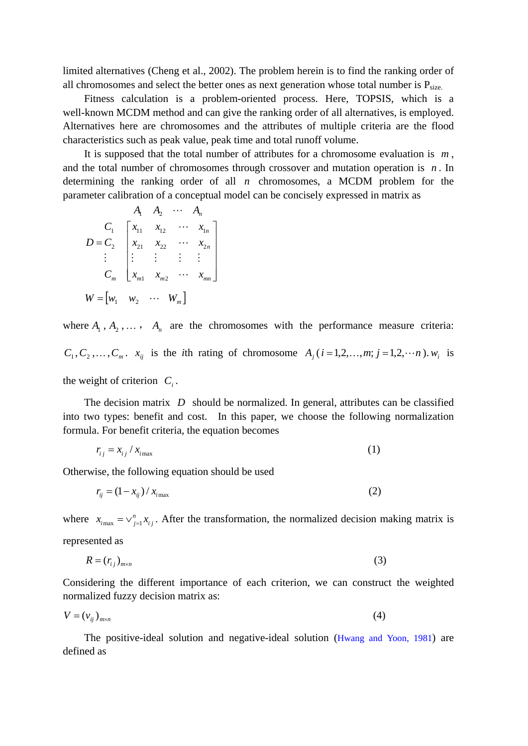limited alternatives (Cheng et al., 2002). The problem herein is to find the ranking order of all chromosomes and select the better ones as next generation whose total number is $P_{size.}$

Fitness calculation is a problem-oriented process. Here, TOPSIS, which is a well-known MCDM method and can give the ranking order of all alternatives, is employed. Alternatives here are chromosomes and the attributes of multiple criteria are the flood characteristics such as peak value, peak time and total runoff volume.

It is supposed that the total number of attributes for a chromosome evaluation is $m$, and the total number of chromosomes through crossover and mutation operation is $n$. In determining the ranking order of all $n$ chromosomes, a MCDM problem for the parameter calibration of a conceptual model can be concisely expressed in matrix as

$$
D = \begin{array}{c} \\ C_1 \\ C_2 \\ \vdots \\ C_m \end{array}
\begin{array}{c} \begin{array}{cccc} A_1 & A_2 & \cdots & A_n \end{array} \\
\begin{bmatrix} x_{11} & x_{12} & \cdots & x_{1n} \\ x_{21} & x_{22} & \cdots & x_{2n} \\ \vdots & \vdots & \vdots & \vdots \\ x_{m1} & x_{m2} & \cdots & x_{mn} \end{bmatrix} \end{array}
$$

$$
W = \begin{bmatrix} w_1 & w_2 & \cdots & W_m \end{bmatrix}
$$

where $A_1$, $A_2$, ... , $A_n$ are the chromosomes with the performance measure criteria: $C_1, C_2, \ldots, C_m$. $x_{ij}$ is the $i$th rating of chromosome $A_j$ ($i = 1,2,\ldots,m;\ j = 1,2,\cdots n$). $w_i$ is the weight of criterion $C_i$.

The decision matrix $D$ should be normalized. In general, attributes can be classified into two types: benefit and cost. In this paper, we choose the following normalization formula. For benefit criteria, the equation becomes

$$
r_{ij} = x_{ij} / x_{i\max} \tag{1}
$$

Otherwise, the following equation should be used

$$
r_{ij} = (1 - x_{ij}) / x_{i\max} \tag{2}
$$

where $x_{i\max} = \vee_{j=1}^{n} x_{ij}$. After the transformation, the normalized decision making matrix is represented as

$$
R = (r_{ij})_{m\times n} \tag{3}
$$

Considering the different importance of each criterion, we can construct the weighted normalized fuzzy decision matrix as:

$$
V = (v_{ij})_{m\times n} \tag{4}
$$

The positive-ideal solution and negative-ideal solution (Hwang and Yoon, 1981) are defined as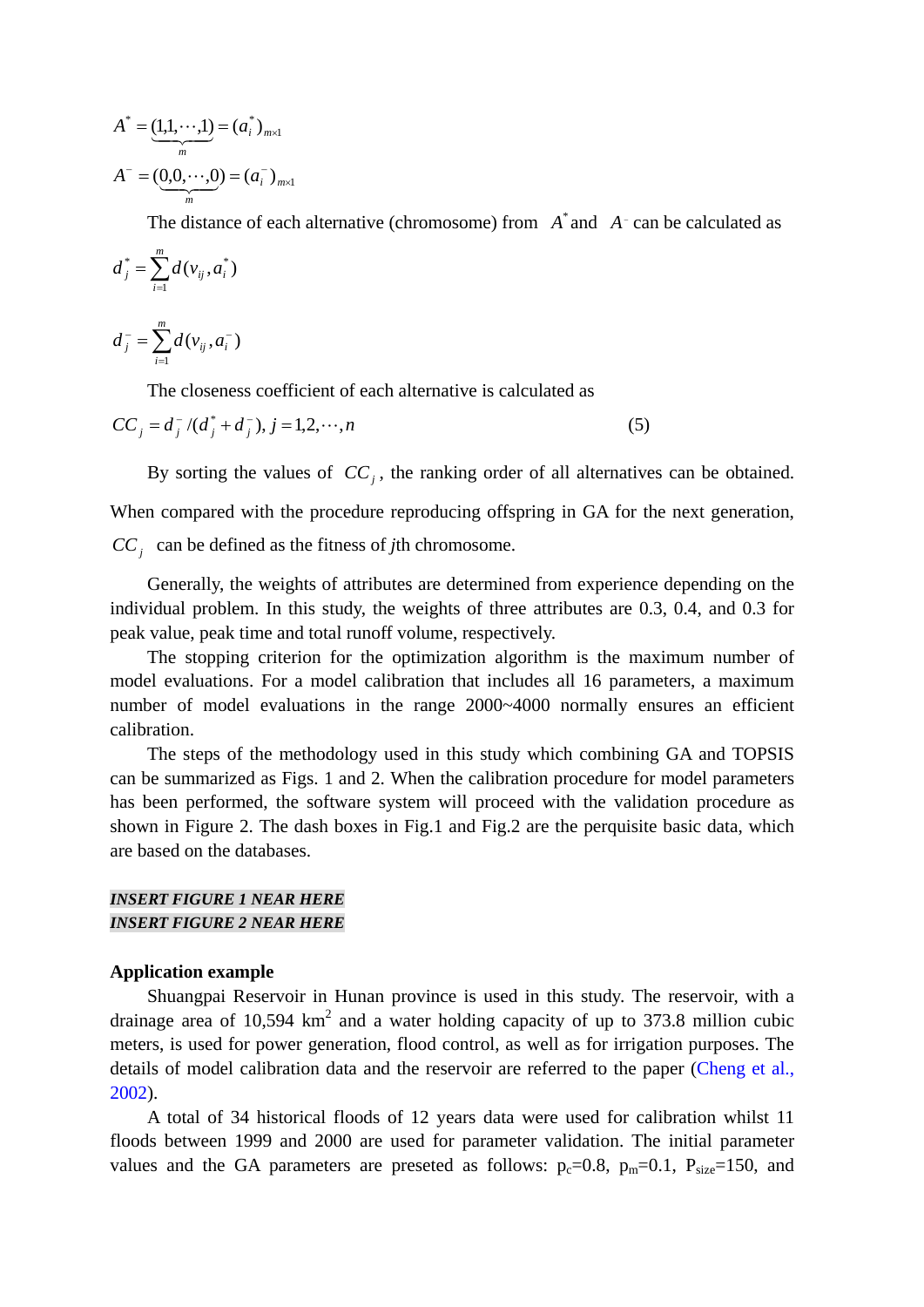$$A^* = (\underbrace{1,1,\cdots,1}_{m}) = (a_i^*)_{m\times 1}$$

$$A^- = (\underbrace{0,0,\cdots,0}_{m}) = (a_i^-)_{m\times 1}$$

The distance of each alternative (chromosome) from $A^*$ and $A^-$ can be calculated as

$$d_j^* = \sum_{i=1}^{m} d(v_{ij}, a_i^*)$$

$$d_j^- = \sum_{i=1}^{m} d(v_{ij}, a_i^-)$$

The closeness coefficient of each alternative is calculated as

$$CC_j = d_j^- / (d_j^* + d_j^-),\ j = 1,2,\cdots,n \tag{5}$$

By sorting the values of $CC_j$, the ranking order of all alternatives can be obtained. When compared with the procedure reproducing offspring in GA for the next generation, $CC_j$ can be defined as the fitness of *j*th chromosome.

Generally, the weights of attributes are determined from experience depending on the individual problem. In this study, the weights of three attributes are 0.3, 0.4, and 0.3 for peak value, peak time and total runoff volume, respectively.

The stopping criterion for the optimization algorithm is the maximum number of model evaluations. For a model calibration that includes all 16 parameters, a maximum number of model evaluations in the range 2000~4000 normally ensures an efficient calibration.

The steps of the methodology used in this study which combining GA and TOPSIS can be summarized as Figs. 1 and 2. When the calibration procedure for model parameters has been performed, the software system will proceed with the validation procedure as shown in Figure 2. The dash boxes in Fig.1 and Fig.2 are the perquisite basic data, which are based on the databases.

***INSERT FIGURE 1 NEAR HERE***

***INSERT FIGURE 2 NEAR HERE***

**Application example**

Shuangpai Reservoir in Hunan province is used in this study. The reservoir, with a drainage area of 10,594 $km^2$ and a water holding capacity of up to 373.8 million cubic meters, is used for power generation, flood control, as well as for irrigation purposes. The details of model calibration data and the reservoir are referred to the paper (Cheng et al., 2002).

A total of 34 historical floods of 12 years data were used for calibration whilst 11 floods between 1999 and 2000 are used for parameter validation. The initial parameter values and the GA parameters are preseted as follows: $p_c$=0.8, $p_m$=0.1, $P_{size}$=150, and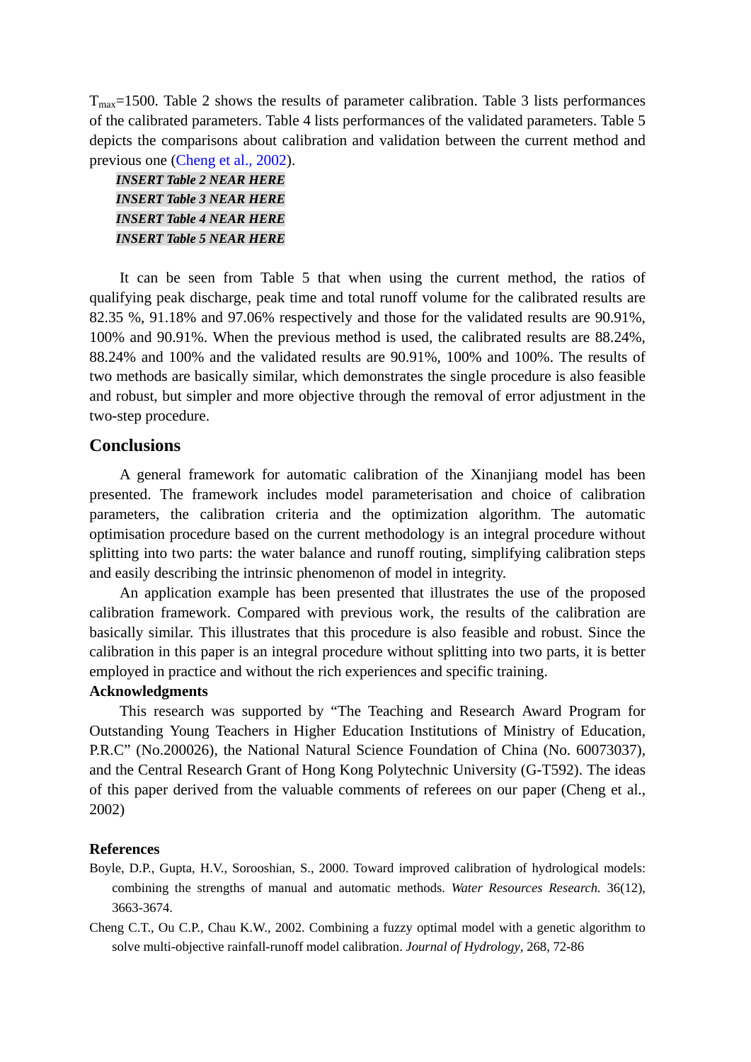$T_{max}$=1500. Table 2 shows the results of parameter calibration. Table 3 lists performances of the calibrated parameters. Table 4 lists performances of the validated parameters. Table 5 depicts the comparisons about calibration and validation between the current method and previous one (Cheng et al., 2002).

***INSERT Table 2 NEAR HERE***

***INSERT Table 3 NEAR HERE***

***INSERT Table 4 NEAR HERE***

***INSERT Table 5 NEAR HERE***

It can be seen from Table 5 that when using the current method, the ratios of qualifying peak discharge, peak time and total runoff volume for the calibrated results are 82.35 %, 91.18% and 97.06% respectively and those for the validated results are 90.91%, 100% and 90.91%. When the previous method is used, the calibrated results are 88.24%, 88.24% and 100% and the validated results are 90.91%, 100% and 100%. The results of two methods are basically similar, which demonstrates the single procedure is also feasible and robust, but simpler and more objective through the removal of error adjustment in the two-step procedure.

## Conclusions

A general framework for automatic calibration of the Xinanjiang model has been presented. The framework includes model parameterisation and choice of calibration parameters, the calibration criteria and the optimization algorithm. The automatic optimisation procedure based on the current methodology is an integral procedure without splitting into two parts: the water balance and runoff routing, simplifying calibration steps and easily describing the intrinsic phenomenon of model in integrity.

An application example has been presented that illustrates the use of the proposed calibration framework. Compared with previous work, the results of the calibration are basically similar. This illustrates that this procedure is also feasible and robust. Since the calibration in this paper is an integral procedure without splitting into two parts, it is better employed in practice and without the rich experiences and specific training.

### Acknowledgments

This research was supported by "The Teaching and Research Award Program for Outstanding Young Teachers in Higher Education Institutions of Ministry of Education, P.R.C" (No.200026), the National Natural Science Foundation of China (No. 60073037), and the Central Research Grant of Hong Kong Polytechnic University (G-T592). The ideas of this paper derived from the valuable comments of referees on our paper (Cheng et al., 2002)

### References

Boyle, D.P., Gupta, H.V., Sorooshian, S., 2000. Toward improved calibration of hydrological models: combining the strengths of manual and automatic methods. *Water Resources Research.* 36(12), 3663-3674.

Cheng C.T., Ou C.P., Chau K.W., 2002. Combining a fuzzy optimal model with a genetic algorithm to solve multi-objective rainfall-runoff model calibration. *Journal of Hydrology*, 268, 72-86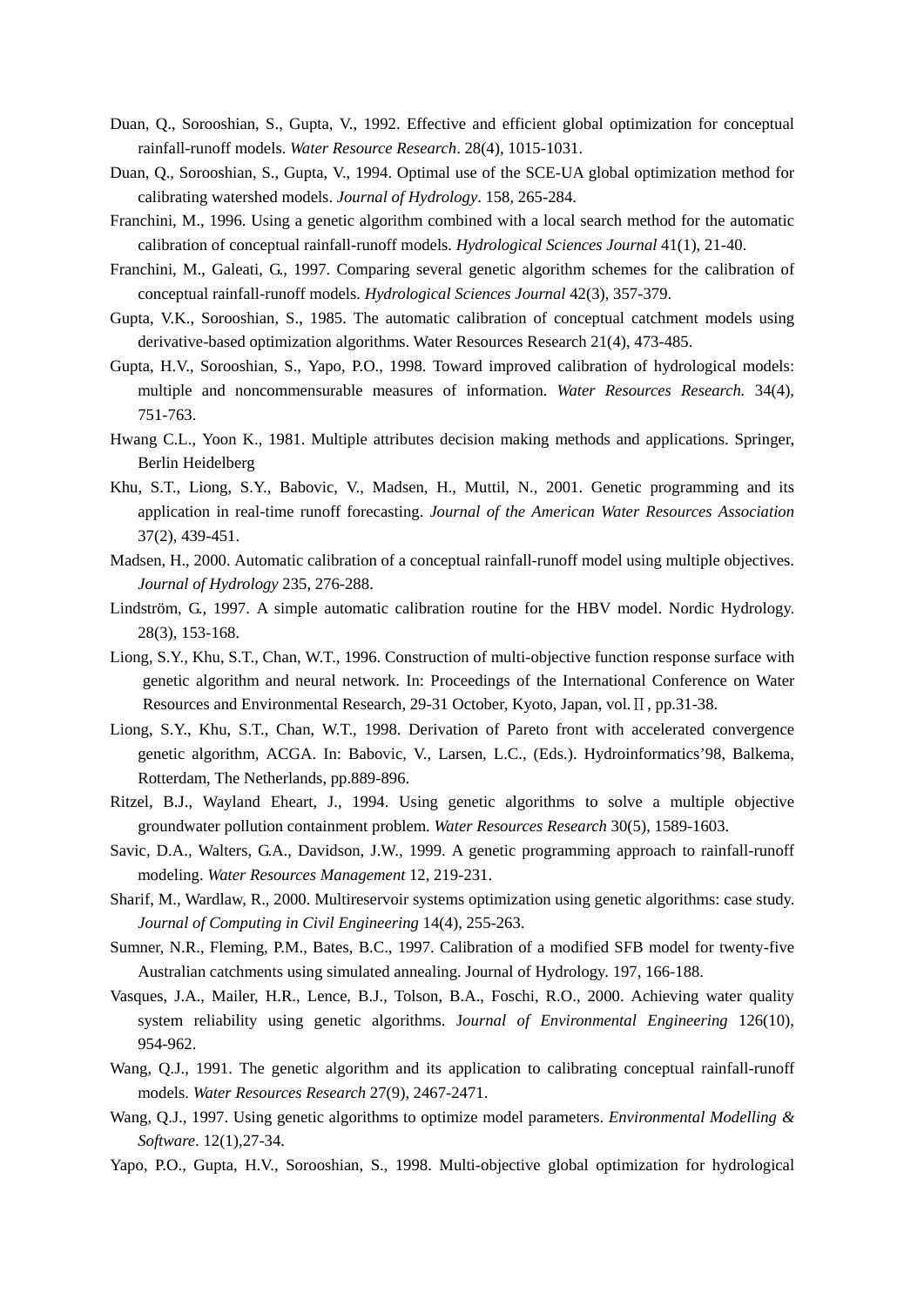Duan, Q., Sorooshian, S., Gupta, V., 1992. Effective and efficient global optimization for conceptual rainfall-runoff models. *Water Resource Research*. 28(4), 1015-1031.

Duan, Q., Sorooshian, S., Gupta, V., 1994. Optimal use of the SCE-UA global optimization method for calibrating watershed models. *Journal of Hydrology*. 158, 265-284.

Franchini, M., 1996. Using a genetic algorithm combined with a local search method for the automatic calibration of conceptual rainfall-runoff models. *Hydrological Sciences Journal* 41(1), 21-40.

Franchini, M., Galeati, G., 1997. Comparing several genetic algorithm schemes for the calibration of conceptual rainfall-runoff models. *Hydrological Sciences Journal* 42(3), 357-379.

Gupta, V.K., Sorooshian, S., 1985. The automatic calibration of conceptual catchment models using derivative-based optimization algorithms. Water Resources Research 21(4), 473-485.

Gupta, H.V., Sorooshian, S., Yapo, P.O., 1998. Toward improved calibration of hydrological models: multiple and noncommensurable measures of information. *Water Resources Research.* 34(4), 751-763.

Hwang C.L., Yoon K., 1981. Multiple attributes decision making methods and applications. Springer, Berlin Heidelberg

Khu, S.T., Liong, S.Y., Babovic, V., Madsen, H., Muttil, N., 2001. Genetic programming and its application in real-time runoff forecasting. *Journal of the American Water Resources Association* 37(2), 439-451.

Madsen, H., 2000. Automatic calibration of a conceptual rainfall-runoff model using multiple objectives. *Journal of Hydrology* 235, 276-288.

Lindström, G., 1997. A simple automatic calibration routine for the HBV model. Nordic Hydrology. 28(3), 153-168.

Liong, S.Y., Khu, S.T., Chan, W.T., 1996. Construction of multi-objective function response surface with genetic algorithm and neural network. In: Proceedings of the International Conference on Water Resources and Environmental Research, 29-31 October, Kyoto, Japan, vol.Ⅱ, pp.31-38.

Liong, S.Y., Khu, S.T., Chan, W.T., 1998. Derivation of Pareto front with accelerated convergence genetic algorithm, ACGA. In: Babovic, V., Larsen, L.C., (Eds.). Hydroinformatics'98, Balkema, Rotterdam, The Netherlands, pp.889-896.

Ritzel, B.J., Wayland Eheart, J., 1994. Using genetic algorithms to solve a multiple objective groundwater pollution containment problem. *Water Resources Research* 30(5), 1589-1603.

Savic, D.A., Walters, G.A., Davidson, J.W., 1999. A genetic programming approach to rainfall-runoff modeling. *Water Resources Management* 12, 219-231.

Sharif, M., Wardlaw, R., 2000. Multireservoir systems optimization using genetic algorithms: case study. *Journal of Computing in Civil Engineering* 14(4), 255-263.

Sumner, N.R., Fleming, P.M., Bates, B.C., 1997. Calibration of a modified SFB model for twenty-five Australian catchments using simulated annealing. Journal of Hydrology. 197, 166-188.

Vasques, J.A., Mailer, H.R., Lence, B.J., Tolson, B.A., Foschi, R.O., 2000. Achieving water quality system reliability using genetic algorithms. J*ournal of Environmental Engineering* 126(10), 954-962.

Wang, Q.J., 1991. The genetic algorithm and its application to calibrating conceptual rainfall-runoff models. *Water Resources Research* 27(9), 2467-2471.

Wang, Q.J., 1997. Using genetic algorithms to optimize model parameters. *Environmental Modelling & Software*. 12(1),27-34.

Yapo, P.O., Gupta, H.V., Sorooshian, S., 1998. Multi-objective global optimization for hydrological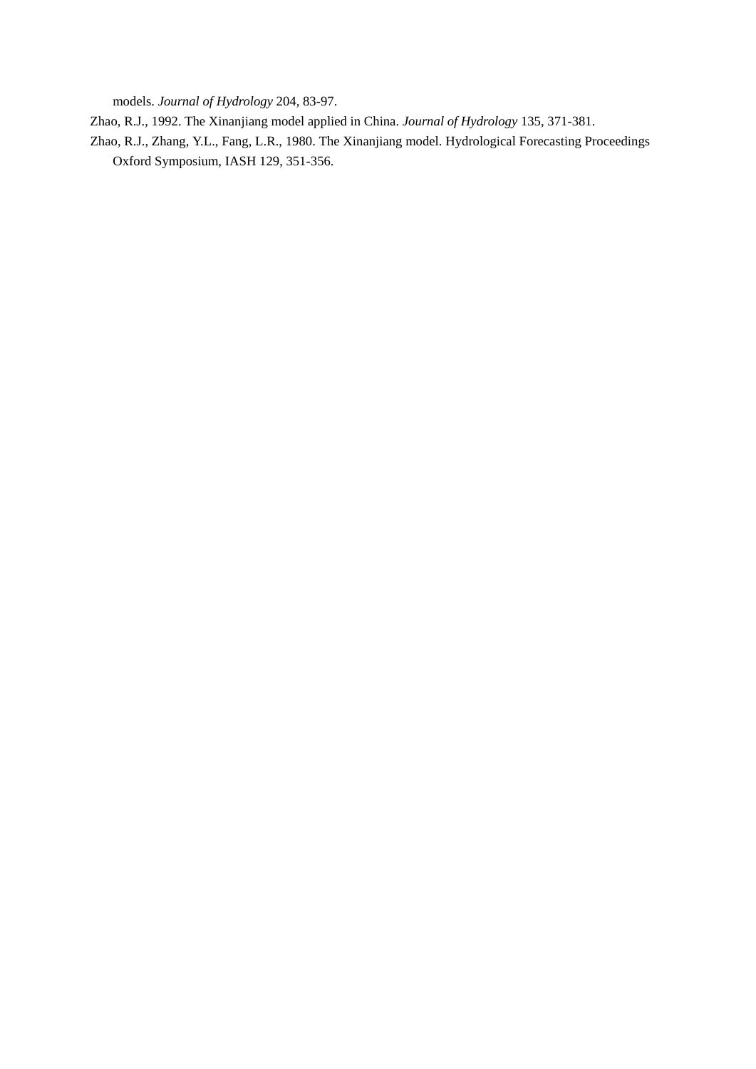models. *Journal of Hydrology* 204, 83-97.

Zhao, R.J., 1992. The Xinanjiang model applied in China. *Journal of Hydrology* 135, 371-381.

Zhao, R.J., Zhang, Y.L., Fang, L.R., 1980. The Xinanjiang model. Hydrological Forecasting Proceedings Oxford Symposium, IASH 129, 351-356.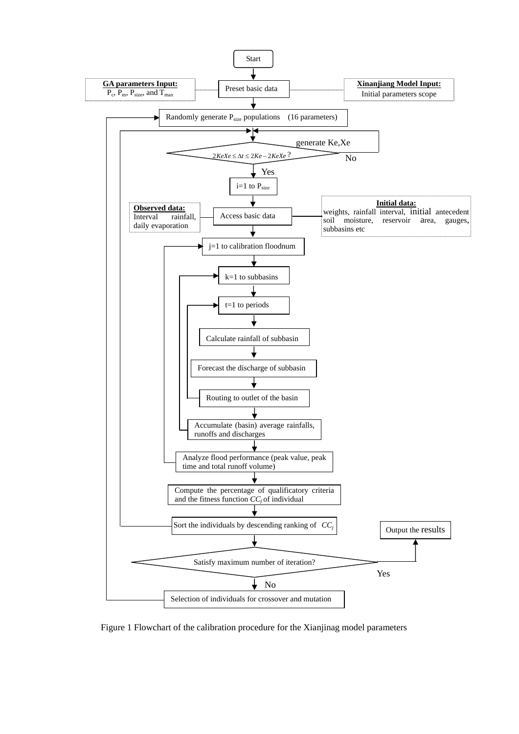Start

**GA parameters Input:**
$P_c$, $P_m$, $P_{size}$, and $T_{max}$

Preset basic data

**Xinanjiang Model Input:**
Initial parameters scope

Randomly generate $P_{size}$ populations (16 parameters)

generate Ke,Xe

$2KeXe \le \Delta t \le 2Ke - 2KeXe$ ?

No

Yes

i=1 to $P_{size}$

**Observed data:**
Interval rainfall, daily evaporation

Access basic data

**Initial data:**
weights, rainfall interval, initial antecedent soil moisture, reservoir area, gauges, subbasins etc

j=1 to calibration floodnum

k=1 to subbasins

t=1 to periods

Calculate rainfall of subbasin

Forecast the discharge of subbasin

Routing to outlet of the basin

Accumulate (basin) average rainfalls, runoffs and discharges

Analyze flood performance (peak value, peak time and total runoff volume)

Compute the percentage of qualificatory criteria and the fitness function $CC_j$ of individual

Sort the individuals by descending ranking of $CC_j$

Output the results

Satisfy maximum number of iteration?

Yes

No

Selection of individuals for crossover and mutation

Figure 1 Flowchart of the calibration procedure for the Xianjinag model parameters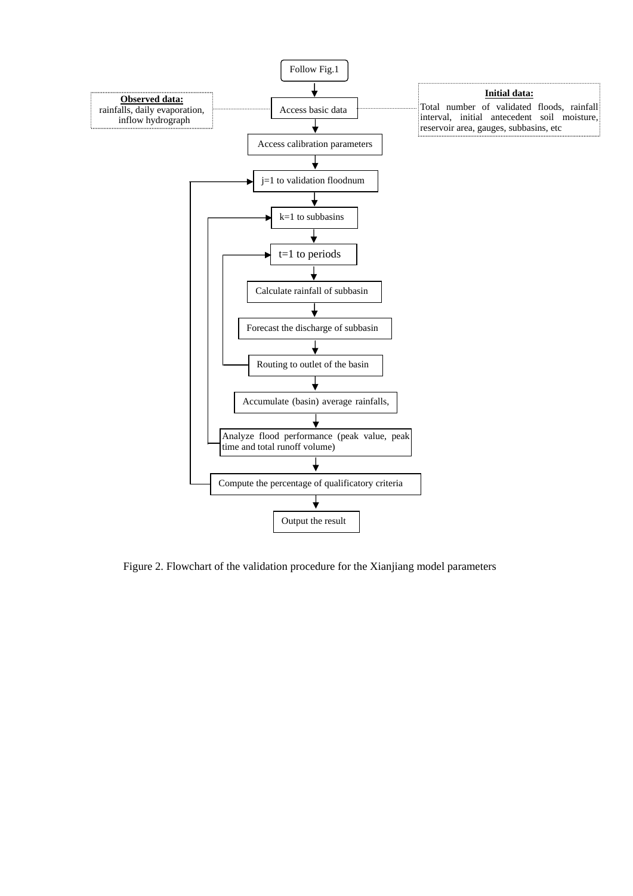Follow Fig.1

**Observed data:**
rainfalls, daily evaporation, inflow hydrograph

Access basic data

**Initial data:**
Total number of validated floods, rainfall interval, initial antecedent soil moisture, reservoir area, gauges, subbasins, etc

Access calibration parameters

j=1 to validation floodnum

k=1 to subbasins

t=1 to periods

Calculate rainfall of subbasin

Forecast the discharge of subbasin

Routing to outlet of the basin

Accumulate (basin) average rainfalls,

Analyze flood performance (peak value, peak time and total runoff volume)

Compute the percentage of qualificatory criteria

Output the result

Figure 2. Flowchart of the validation procedure for the Xianjiang model parameters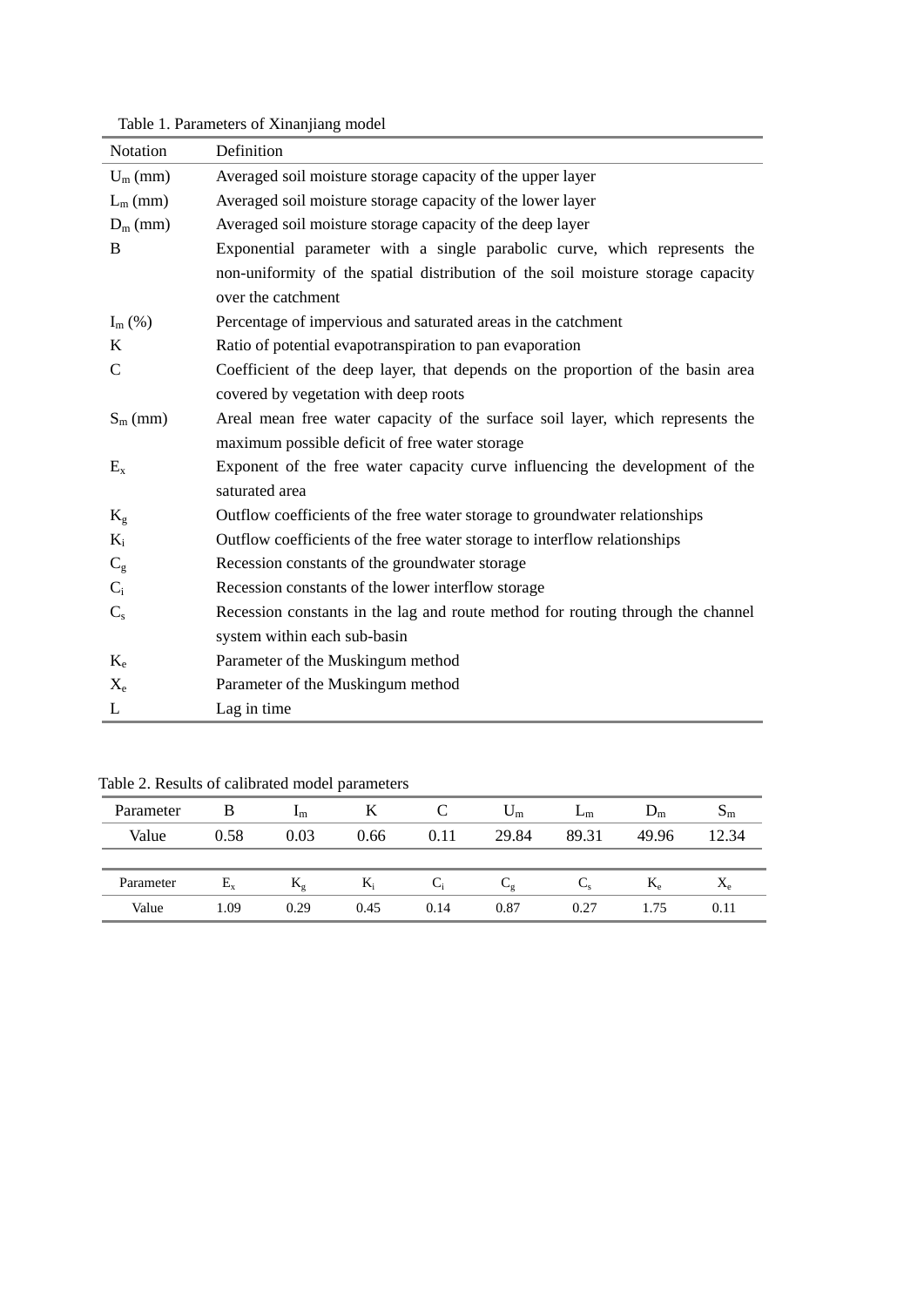Table 1. Parameters of Xinanjiang model

| Notation | Definition |
|---|---|
| $U_m$ (mm) | Averaged soil moisture storage capacity of the upper layer |
| $L_m$ (mm) | Averaged soil moisture storage capacity of the lower layer |
| $D_m$ (mm) | Averaged soil moisture storage capacity of the deep layer |
| B | Exponential parameter with a single parabolic curve, which represents the non-uniformity of the spatial distribution of the soil moisture storage capacity over the catchment |
| $I_m$ (%) | Percentage of impervious and saturated areas in the catchment |
| K | Ratio of potential evapotranspiration to pan evaporation |
| C | Coefficient of the deep layer, that depends on the proportion of the basin area covered by vegetation with deep roots |
| $S_m$ (mm) | Areal mean free water capacity of the surface soil layer, which represents the maximum possible deficit of free water storage |
| $E_x$ | Exponent of the free water capacity curve influencing the development of the saturated area |
| $K_g$ | Outflow coefficients of the free water storage to groundwater relationships |
| $K_i$ | Outflow coefficients of the free water storage to interflow relationships |
| $C_g$ | Recession constants of the groundwater storage |
| $C_i$ | Recession constants of the lower interflow storage |
| $C_s$ | Recession constants in the lag and route method for routing through the channel system within each sub-basin |
| $K_e$ | Parameter of the Muskingum method |
| $X_e$ | Parameter of the Muskingum method |
| L | Lag in time |

Table 2. Results of calibrated model parameters

| Parameter | B | $I_m$ | K | C | $U_m$ | $L_m$ | $D_m$ | $S_m$ |
|---|---|---|---|---|---|---|---|---|
| Value | 0.58 | 0.03 | 0.66 | 0.11 | 29.84 | 89.31 | 49.96 | 12.34 |

| Parameter | $E_x$ | $K_g$ | $K_i$ | $C_i$ | $C_g$ | $C_s$ | $K_e$ | $X_e$ |
|---|---|---|---|---|---|---|---|---|
| Value | 1.09 | 0.29 | 0.45 | 0.14 | 0.87 | 0.27 | 1.75 | 0.11 |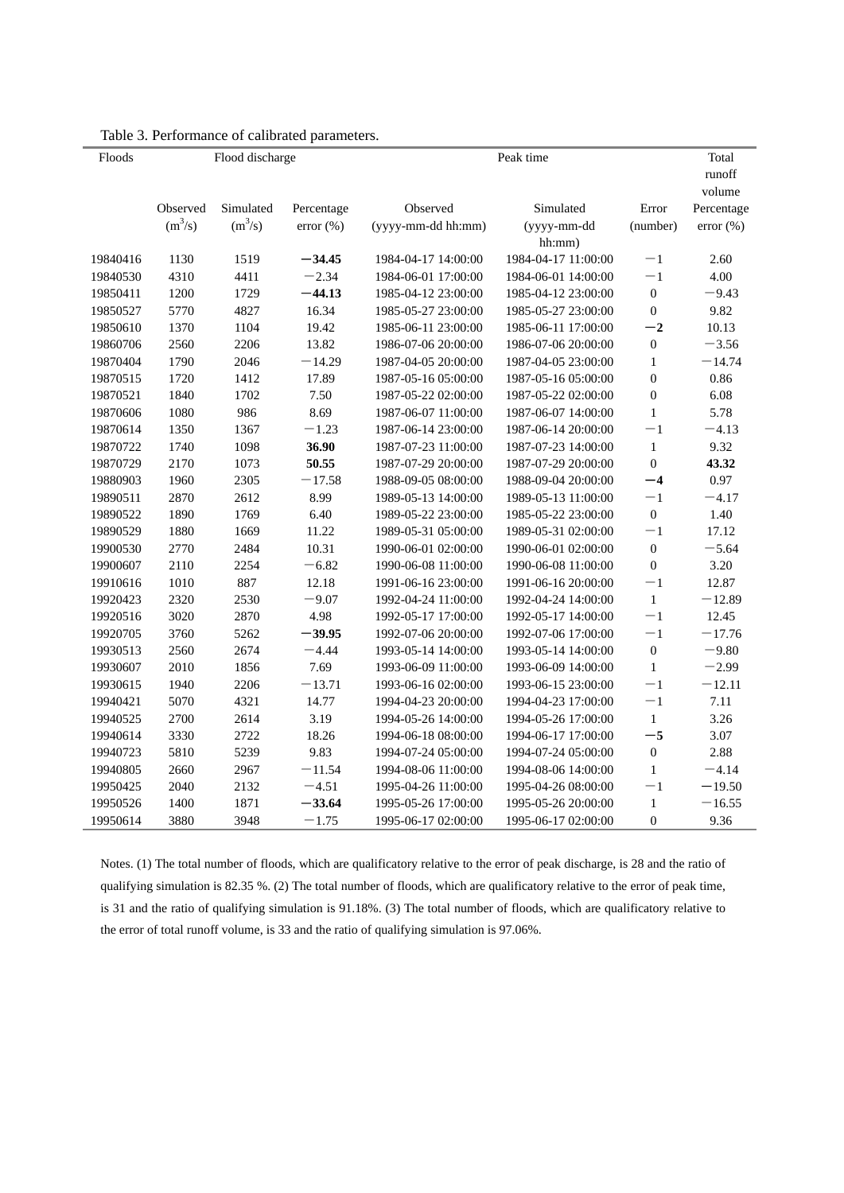Table 3. Performance of calibrated parameters.

| Floods | Flood discharge | | | Peak time | | | Total runoff volume |
|---|---|---|---|---|---|---|---|
| | Observed ($m^3/s$) | Simulated ($m^3/s$) | Percentage error (%) | Observed (yyyy-mm-dd hh:mm) | Simulated (yyyy-mm-dd hh:mm) | Error (number) | Percentage error (%) |
| 19840416 | 1130 | 1519 | **−34.45** | 1984-04-17 14:00:00 | 1984-04-17 11:00:00 | −1 | 2.60 |
| 19840530 | 4310 | 4411 | −2.34 | 1984-06-01 17:00:00 | 1984-06-01 14:00:00 | −1 | 4.00 |
| 19850411 | 1200 | 1729 | **−44.13** | 1985-04-12 23:00:00 | 1985-04-12 23:00:00 | 0 | −9.43 |
| 19850527 | 5770 | 4827 | 16.34 | 1985-05-27 23:00:00 | 1985-05-27 23:00:00 | 0 | 9.82 |
| 19850610 | 1370 | 1104 | 19.42 | 1985-06-11 23:00:00 | 1985-06-11 17:00:00 | **−2** | 10.13 |
| 19860706 | 2560 | 2206 | 13.82 | 1986-07-06 20:00:00 | 1986-07-06 20:00:00 | 0 | −3.56 |
| 19870404 | 1790 | 2046 | −14.29 | 1987-04-05 20:00:00 | 1987-04-05 23:00:00 | 1 | −14.74 |
| 19870515 | 1720 | 1412 | 17.89 | 1987-05-16 05:00:00 | 1987-05-16 05:00:00 | 0 | 0.86 |
| 19870521 | 1840 | 1702 | 7.50 | 1987-05-22 02:00:00 | 1987-05-22 02:00:00 | 0 | 6.08 |
| 19870606 | 1080 | 986 | 8.69 | 1987-06-07 11:00:00 | 1987-06-07 14:00:00 | 1 | 5.78 |
| 19870614 | 1350 | 1367 | −1.23 | 1987-06-14 23:00:00 | 1987-06-14 20:00:00 | −1 | −4.13 |
| 19870722 | 1740 | 1098 | **36.90** | 1987-07-23 11:00:00 | 1987-07-23 14:00:00 | 1 | 9.32 |
| 19870729 | 2170 | 1073 | **50.55** | 1987-07-29 20:00:00 | 1987-07-29 20:00:00 | 0 | **43.32** |
| 19880903 | 1960 | 2305 | −17.58 | 1988-09-05 08:00:00 | 1988-09-04 20:00:00 | **−4** | 0.97 |
| 19890511 | 2870 | 2612 | 8.99 | 1989-05-13 14:00:00 | 1989-05-13 11:00:00 | −1 | −4.17 |
| 19890522 | 1890 | 1769 | 6.40 | 1989-05-22 23:00:00 | 1985-05-22 23:00:00 | 0 | 1.40 |
| 19890529 | 1880 | 1669 | 11.22 | 1989-05-31 05:00:00 | 1989-05-31 02:00:00 | −1 | 17.12 |
| 19900530 | 2770 | 2484 | 10.31 | 1990-06-01 02:00:00 | 1990-06-01 02:00:00 | 0 | −5.64 |
| 19900607 | 2110 | 2254 | −6.82 | 1990-06-08 11:00:00 | 1990-06-08 11:00:00 | 0 | 3.20 |
| 19910616 | 1010 | 887 | 12.18 | 1991-06-16 23:00:00 | 1991-06-16 20:00:00 | −1 | 12.87 |
| 19920423 | 2320 | 2530 | −9.07 | 1992-04-24 11:00:00 | 1992-04-24 14:00:00 | 1 | −12.89 |
| 19920516 | 3020 | 2870 | 4.98 | 1992-05-17 17:00:00 | 1992-05-17 14:00:00 | −1 | 12.45 |
| 19920705 | 3760 | 5262 | **−39.95** | 1992-07-06 20:00:00 | 1992-07-06 17:00:00 | −1 | −17.76 |
| 19930513 | 2560 | 2674 | −4.44 | 1993-05-14 14:00:00 | 1993-05-14 14:00:00 | 0 | −9.80 |
| 19930607 | 2010 | 1856 | 7.69 | 1993-06-09 11:00:00 | 1993-06-09 14:00:00 | 1 | −2.99 |
| 19930615 | 1940 | 2206 | −13.71 | 1993-06-16 02:00:00 | 1993-06-15 23:00:00 | −1 | −12.11 |
| 19940421 | 5070 | 4321 | 14.77 | 1994-04-23 20:00:00 | 1994-04-23 17:00:00 | −1 | 7.11 |
| 19940525 | 2700 | 2614 | 3.19 | 1994-05-26 14:00:00 | 1994-05-26 17:00:00 | 1 | 3.26 |
| 19940614 | 3330 | 2722 | 18.26 | 1994-06-18 08:00:00 | 1994-06-17 17:00:00 | **−5** | 3.07 |
| 19940723 | 5810 | 5239 | 9.83 | 1994-07-24 05:00:00 | 1994-07-24 05:00:00 | 0 | 2.88 |
| 19940805 | 2660 | 2967 | −11.54 | 1994-08-06 11:00:00 | 1994-08-06 14:00:00 | 1 | −4.14 |
| 19950425 | 2040 | 2132 | −4.51 | 1995-04-26 11:00:00 | 1995-04-26 08:00:00 | −1 | −19.50 |
| 19950526 | 1400 | 1871 | **−33.64** | 1995-05-26 17:00:00 | 1995-05-26 20:00:00 | 1 | −16.55 |
| 19950614 | 3880 | 3948 | −1.75 | 1995-06-17 02:00:00 | 1995-06-17 02:00:00 | 0 | 9.36 |

Notes. (1) The total number of floods, which are qualificatory relative to the error of peak discharge, is 28 and the ratio of qualifying simulation is 82.35 %. (2) The total number of floods, which are qualificatory relative to the error of peak time, is 31 and the ratio of qualifying simulation is 91.18%. (3) The total number of floods, which are qualificatory relative to the error of total runoff volume, is 33 and the ratio of qualifying simulation is 97.06%.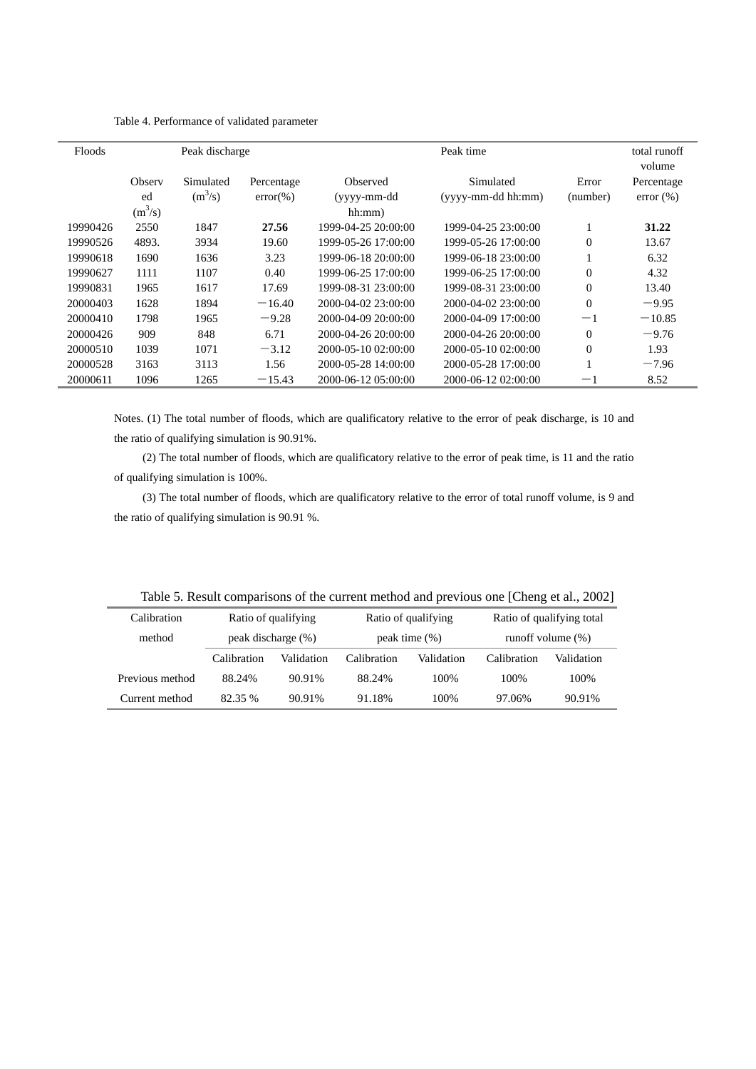Table 4. Performance of validated parameter

| Floods | Peak discharge | | | Peak time | | | total runoff volume |
|---|---|---|---|---|---|---|---|
| | Observed ($m^3$/s) | Simulated ($m^3$/s) | Percentage error(%) | Observed (yyyy-mm-dd hh:mm) | Simulated (yyyy-mm-dd hh:mm) | Error (number) | Percentage error (%) |
| 19990426 | 2550 | 1847 | **27.56** | 1999-04-25 20:00:00 | 1999-04-25 23:00:00 | 1 | **31.22** |
| 19990526 | 4893. | 3934 | 19.60 | 1999-05-26 17:00:00 | 1999-05-26 17:00:00 | 0 | 13.67 |
| 19990618 | 1690 | 1636 | 3.23 | 1999-06-18 20:00:00 | 1999-06-18 23:00:00 | 1 | 6.32 |
| 19990627 | 1111 | 1107 | 0.40 | 1999-06-25 17:00:00 | 1999-06-25 17:00:00 | 0 | 4.32 |
| 19990831 | 1965 | 1617 | 17.69 | 1999-08-31 23:00:00 | 1999-08-31 23:00:00 | 0 | 13.40 |
| 20000403 | 1628 | 1894 | −16.40 | 2000-04-02 23:00:00 | 2000-04-02 23:00:00 | 0 | −9.95 |
| 20000410 | 1798 | 1965 | −9.28 | 2000-04-09 20:00:00 | 2000-04-09 17:00:00 | −1 | −10.85 |
| 20000426 | 909 | 848 | 6.71 | 2000-04-26 20:00:00 | 2000-04-26 20:00:00 | 0 | −9.76 |
| 20000510 | 1039 | 1071 | −3.12 | 2000-05-10 02:00:00 | 2000-05-10 02:00:00 | 0 | 1.93 |
| 20000528 | 3163 | 3113 | 1.56 | 2000-05-28 14:00:00 | 2000-05-28 17:00:00 | 1 | −7.96 |
| 20000611 | 1096 | 1265 | −15.43 | 2000-06-12 05:00:00 | 2000-06-12 02:00:00 | −1 | 8.52 |

Notes. (1) The total number of floods, which are qualificatory relative to the error of peak discharge, is 10 and the ratio of qualifying simulation is 90.91%.

(2) The total number of floods, which are qualificatory relative to the error of peak time, is 11 and the ratio of qualifying simulation is 100%.

(3) The total number of floods, which are qualificatory relative to the error of total runoff volume, is 9 and the ratio of qualifying simulation is 90.91 %.

Table 5. Result comparisons of the current method and previous one [Cheng et al., 2002]

| Calibration method | Ratio of qualifying peak discharge (%) | | Ratio of qualifying peak time (%) | | Ratio of qualifying total runoff volume (%) | |
|---|---|---|---|---|---|---|
| | Calibration | Validation | Calibration | Validation | Calibration | Validation |
| Previous method | 88.24% | 90.91% | 88.24% | 100% | 100% | 100% |
| Current method | 82.35 % | 90.91% | 91.18% | 100% | 97.06% | 90.91% |